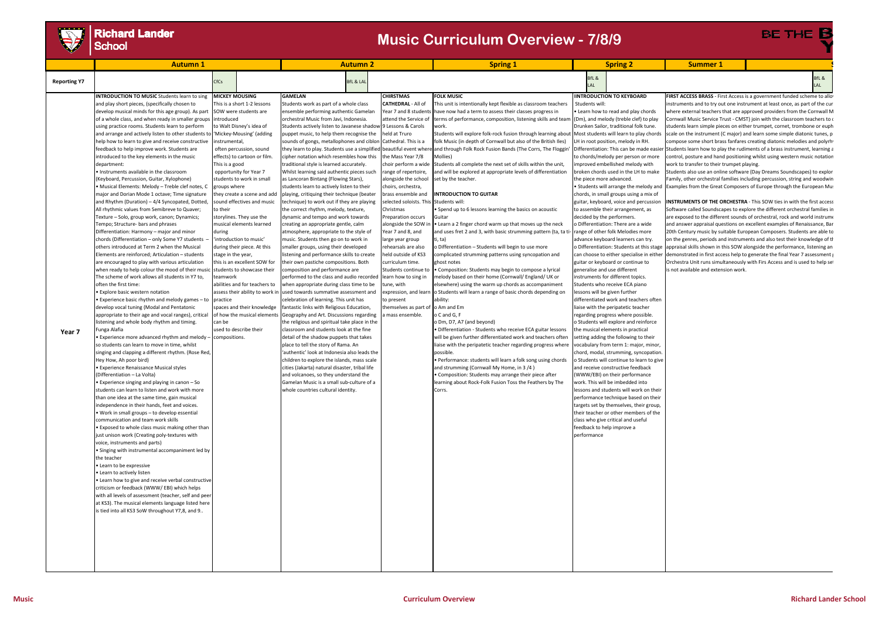# Music Curriculum Overview - 7/8/9

| | Autumn 1 | | Autumn 2 | | Spring 1 | Spring 2 | Summer 1 |
|---|---|---|---|---|---|---|---|
| **Reporting Y7** | | CfCs | BfL & LAL | | | BfL & LAL | BfL & LAL |
| **Year 7** | **INTRODUCTION TO MUSIC** Students learn to sing and play short pieces, (specifically chosen to develop musical minds for this age group). As part of a whole class, and when ready in smaller groups using practice rooms. Students learn to perform and arrange and actively listen to other students to help how to learn to give and receive constructive feedback to help improve work. Students are introduced to the key elements in the music department:<br>• Instruments available in the classroom (Keyboard, Percussion, Guitar, Xylophone)<br>• Musical Elements: Melody – Treble clef notes, C major and Dorian Mode 1 octave; Time signature and Rhythm (Duration) – 4/4 Syncopated, Dotted, All rhythmic values from Semibreve to Quaver; Texture – Solo, group work, canon; Dynamics; Tempo; Structure- bars and phrases<br>Differentiation: Harmony – major and minor chords (Differentiation – only Some Y7 students – others introduced at Term 2 when the Musical Elements are reinforced; Articulation – students are encouraged to play with various articulation when ready to help colour the mood of their music<br>The scheme of work allows all students in Y7 to, often the first time:<br>• Explore basic western notation<br>• Experience basic rhythm and melody games – to develop vocal tuning (Modal and Pentatonic appropriate to their age and vocal ranges), critical listening and whole body rhythm and timing. Funga Alafia<br>• Experience more advanced rhythm and melody – so students can learn to move in time, whilst singing and clapping a different rhythm. (Rose Red, Hey How, Ah poor bird)<br>• Experience Renaissance Musical styles (Differentiation – La Volta)<br>• Experience singing and playing in canon – So students can learn to listen and work with more than one idea at the same time, gain musical independence in their hands, feet and voices.<br>• Work in small groups – to develop essential communication and team work skills<br>• Exposed to whole class music making other than just unison work (Creating poly-textures with voice, instruments and parts)<br>• Singing with instrumental accompaniment led by the teacher<br>• Learn to be expressive<br>• Learn to actively listen<br>• Learn how to give and receive verbal constructive criticism or feedback (WWW/ EBI) which helps with all levels of assessment (teacher, self and peer at KS3). The musical elements language listed here is tied into all KS3 SoW throughout Y7,8, and 9.. | **MICKEY MOUSING**<br>This is a short 1-2 lessons SOW were students are introduced to Walt Disney's idea of 'Mickey-Mousing' (adding instrumental, often percussion, sound effects) to cartoon or film. This is a good opportunity for Year 7 students to work in small groups where they create a scene and add sound effectives and music to their storylines. They use the musical elements learned during 'introduction to music' during their piece. At this stage in the year, this is an excellent SOW for students to showcase their teamwork abilities and for teachers to assess their ability to work in practice spaces and their knowledge of how the musical elements can be used to describe their compositions. | **GAMELAN**<br>Students work as part of a whole class ensemble performing authentic Gamelan orchestral Music from Javi, Indonesia. Students actively listen to Javanese shadow puppet music, to help them recognise the sounds of gongs, metallophones and ciblon they learn to play. Students use a simplified cipher notation which resembles how this traditional style is learned accurately. Whilst learning said authentic pieces such as Lancoran Bintang (Flowing Stars), students learn to actively listen to their playing, critiquing their technique (beater technique) to work out if they are playing the correct rhythm, melody, texture, dynamic and tempo and work towards creating an appropriate gentle, calm atmosphere, appropriate to the style of music. Students then go on to work in smaller groups, using their developed listening and performance skills to create their own pastiche compositions. Both composition and performance are performed to the class and audio recorded used towards summative assessment and when appropriate during class time to be celebration of learning. This unit has fantastic links with Religious Education, Geography and Art. Discussions regarding the religious and spiritual take place in the classroom and students look at the fine detail of the shadow puppets that takes place to tell the story of Rama. An 'authentic' look at Indonesia also leads the children to explore the islands, mass scale cities (Jakarta) natural disaster, tribal life and volcanoes, so they understand the Gamelan Music is a small sub-culture of a whole countries cultural identity. | **CHIRSTMAS CATHEDRAL** - All of Year 7 and 8 students attend the Service of 9 Lessons & Carols held at Truro Cathedral. This is a beautiful event where the Mass Year 7/8 choir perform a wide range of repertoire, alongside the school choirs, orchestra, brass ensemble and selected soloists. This Christmas Preparation occurs alongside the SOW in Year 7 and 8, and large year group rehearsals are also held outside of KS3 curriculum time. Students continue to learn how to sing in tune, with expression, and learn themselves as part of a mass ensemble. | **FOLK MUSIC**<br>This unit is intentionally kept flexible as classroom teachers have now had a term to assess their classes progress in terms of performance, composition, listening skills and team work.<br>Students will explore folk-rock fusion through learning about folk Music (in depth of Cornwall but also of the British Iles) and through Folk Rock Fusion Bands (The Corrs, The Floggin' Mollies)<br>Students all complete the next set of skills within the unit, and will be explored at appropriate levels of differentiation set by the teacher.<br><br>**INTRODUCTION TO GUITAR**<br>Students will:<br>• Spend up to 6 lessons learning the basics on acoustic Guitar<br>• Learn a 2 finger chord warm up that moves up the neck and uses fret 2 and 3, with basic strumming pattern (ta, ta ti-ti, ta)<br>o Differentiation – Students will begin to use more complicated strumming patterns using syncopation and ghost notes<br>• Composition: Students may begin to compose a lyrical melody based on their home (Cornwall/ England/ UK or elsewhere) using the warm up chords as accompaniment<br>o Students will learn a range of basic chords depending on ability:<br>o Am and Em<br>o C and G, F<br>o Dm, D7, A7 (and beyond)<br>• Differentiation - Students who receive ECA guitar lessons will be given further differentiated work and teachers often liaise with the peripatetic teacher regarding progress where possible.<br>• Performance: students will learn a folk song using chords and strumming (Cornwall My Home, in 3 /4 )<br>• Composition: Students may arrange their piece after learning about Rock-Folk Fusion Toss the Feathers by The Corrs. | **INTRODUCTION TO KEYBOARD**<br>Students will:<br>• Learn how to read and play chords (Dm), and melody (treble clef) to play Drunken Sailor, traditional folk tune. Most students will learn to play chords LH in root position, melody in RH. Differentiation: This can be made easier to chords/melody per person or more improved embellished melody with broken chords used in the LH to make the piece more advanced.<br>• Students will arrange the melody and chords, in small groups using a mix of guitar, keyboard, voice and percussion to assemble their arrangement, as decided by the performers.<br>o Differentiation: There are a wide range of other folk Melodies more advance keyboard learners can try.<br>o Differentiation: Students at this stage can choose to either specialise in either guitar or keyboard or continue to generalise and use different instruments for different topics.<br>Students who receive ECA piano lessons will be given further differentiated work and teachers often liaise with the peripatetic teacher regarding progress where possible.<br>o Students will explore and reinforce the musical elements in practical setting adding the following to their vocabulary from term 1: major, minor, chord, modal, strumming, syncopation.<br>o Students will continue to learn to give and receive constructive feedback (WWW/EBI) on their performance work. This will be imbedded into lessons and students will work on their performance technique based on their targets set by themselves, their group, their teacher or other members of the class who give critical and useful feedback to help improve a performance | **FIRST ACCESS BRASS** - First Access is a government funded scheme to allo instruments and to try out one instrument at least once, as part of the cur where external teachers that are approved providers from the Cornwall M Cornwall Music Service Trust - CMST) join with the classroom teachers to students learn simple pieces on either trumpet, cornet, trombone or euph scale on the instrument (C major) and learn some simple diatonic tunes, p compose some short brass fanfares creating diatonic melodies and polyrh Students learn how to play the rudiments of a brass instrument, learning a control, posture and hand positioning whilst using western music notation work to transfer to their trumpet playing.<br>Students also use an online software (Day Dreams Soundscapes) to explor Family, other orchestral families including percussion, string and woodwin Examples from the Great Composers of Europe through the European Mu<br><br>**INSTRUMENTS OF THE ORCHESTRA** - This SOW ties in with the first access Software called Soundscapes to explore the different orchestral families in are exposed to the different sounds of orchestral, rock and world instrume and answer appraisal questions on excellent examples of Renaissance, Bar 20th Century music by suitable European Composers. Students are able to on the genres, periods and instruments and also test their knowledge of th appraisal skills shown in this SOW alongside the performance, listening an demonstrated in first access help to generate the final Year 7 assessment Orchestra Unit runs simultaneously with Firs Access and is used to help se is not available and extension work. |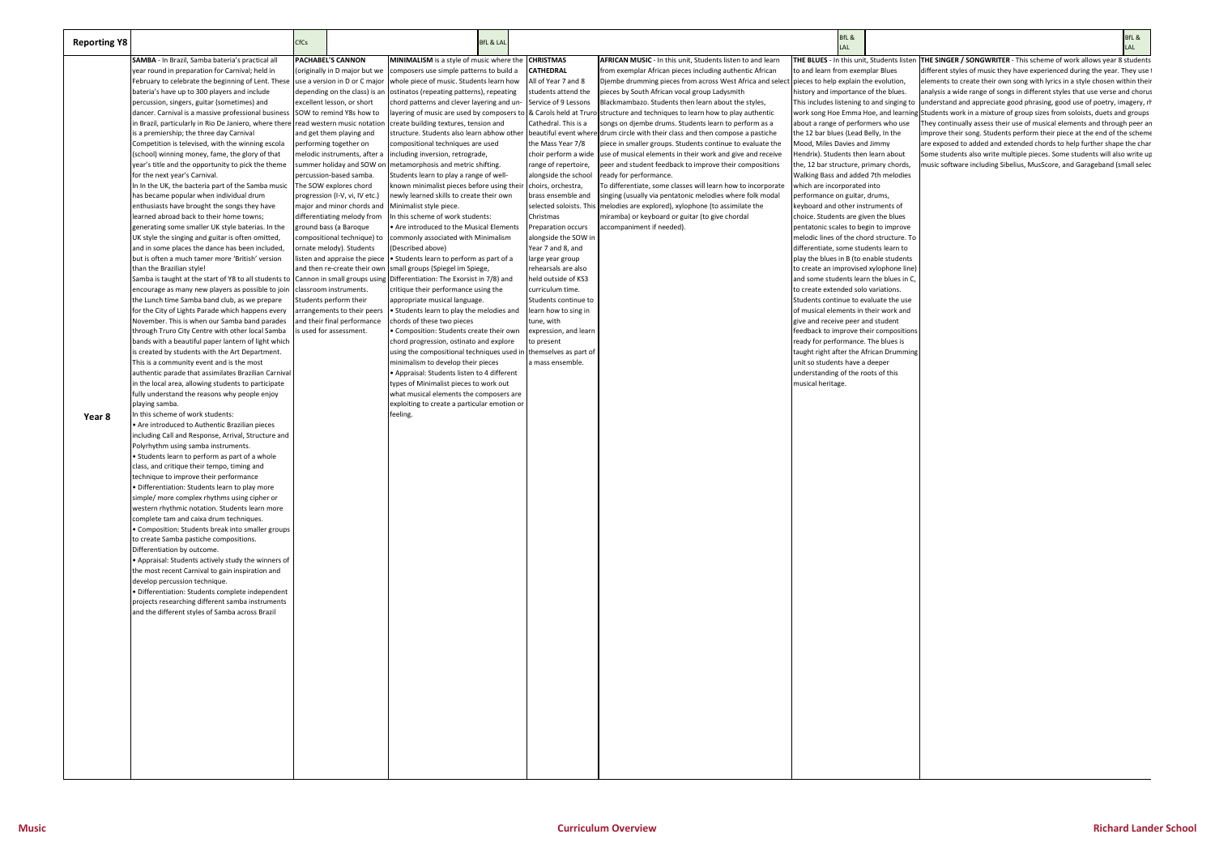| Reporting Y8 | | CfCs | BfL & LAL | | | BfL & LAL | BfL & LAL |
|---|---|---|---|---|---|---|---|
| Year 8 | **SAMBA** - In Brazil, Samba bateria's practical all year round in preparation for Carnival; held in February to celebrate the beginning of Lent. These bateria's have up to 300 players and include percussion, singers, guitar (sometimes) and dancer. Carnival is a massive professional business in Brazil, particularly in Rio De Janiero, where there is a premiership; the three day Carnival Competition is televised, with the winning escola (school) winning money, fame, the glory of that year's title and the opportunity to pick the theme for the next year's Carnival.<br>In In the UK, the bacteria part of the Samba music has became popular when individual drum enthusiasts have brought the songs they have learned abroad back to their home towns; generating some smaller UK style baterias. In the UK style the singing and guitar is often omitted, and in some places the dance has been included, but is often a much tamer more 'British' version than the Brazilian style!<br>Samba is taught at the start of Y8 to all students to encourage as many new players as possible to join the Lunch time Samba band club, as we prepare for the City of Lights Parade which happens every November. This is when our Samba band parades through Truro City Centre with other local Samba bands with a beautiful paper lantern of light which is created by students with the Art Department. This is a community event and is the most authentic parade that assimilates Brazilian Carnival in the local area, allowing students to participate fully understand the reasons why people enjoy playing samba.<br>In this scheme of work students:<br>• Are introduced to Authentic Brazilian pieces including Call and Response, Arrival, Structure and Polyrhythm using samba instruments.<br>• Students learn to perform as part of a whole class, and critique their tempo, timing and technique to improve their performance<br>• Differentiation: Students learn to play more simple/ more complex rhythms using cipher or western rhythmic notation. Students learn more complete tam and caixa drum techniques.<br>• Composition: Students break into smaller groups to create Samba pastiche compositions. Differentiation by outcome.<br>• Appraisal: Students actively study the winners of the most recent Carnival to gain inspiration and develop percussion technique.<br>• Differentiation: Students complete independent projects researching different samba instruments and the different styles of Samba across Brazil | **PACHABEL'S CANNON** (originally in D major but we use a version in D or C major depending on the class) is an excellent lesson, or short SOW to remind Y8s how to read western music notation and get them playing and performing together on melodic instruments, after a summer holiday and SOW on percussion-based samba. The SOW explores chord progression (I-V, vi, IV etc.) major and minor chords and differentiating melody from ground bass (a Baroque compositional technique) to ornate melody). Students listen and appraise the piece and then re-create their own Cannon in small groups using classroom instruments. Students perform their arrangements to their peers and their final performance is used for assessment. | **MINIMALISM** is a style of music where the composers use simple patterns to build a whole piece of music. Students learn how ostinatos (repeating patterns), repeating chord patterns and clever layering and un-layering of music are used by composers to create building textures, tension and structure. Students also learn abhow other including inversion, retrograde, metamorphosis and metric shifting. Students learn to play a range of well-known minimalist pieces before using their newly learned skills to create their own Minimalist style piece.<br>In this scheme of work students:<br>• Are introduced to the Musical Elements commonly associated with Minimalism (Described above)<br>• Students learn to perform as part of a small groups (Spiegel im Spiege, Differentiation: The Exorsist in 7/8) and critique their performance using the appropriate musical language.<br>• Students learn to play the melodies and chords of these two pieces<br>• Composition: Students create their own chord progression, ostinato and explore using the compositional techniques used in minimalism to develop their pieces<br>• Appraisal: Students listen to 4 different types of Minimalist pieces to work out what musical elements the composers are exploiting to create a particular emotion or feeling. | **CHRISTMAS CATHEDRAL**<br>All of Year 7 and 8 students attend the Service of 9 Lessons & Carols held at Truro Cathedral. This is a beautiful event where choir perform a wide range of repertoire, alongside the school choirs, orchestra, brass ensemble and selected soloists. This Christmas Preparation occurs alongside the SOW in Year 7 and 8, and large year group rehearsals are also held outside of KS3 curriculum time. Students continue to learn how to sing in tune, with expression, and learn to present themselves as part of a mass ensemble. | **AFRICAN MUSIC** - In this unit, Students listen to and learn from exemplar African pieces including authentic African Djembe drumming pieces from across West Africa and select pieces by South African vocal group Ladysmith Blackmambazo. Students then learn about the styles, structure and techniques to learn how to play authentic songs on djembe drums. Students learn to perform as a drum circle with their class and then compose a pastiche piece in smaller groups. Students continue to evaluate the use of musical elements in their work and give and receive peer and student feedback to improve their compositions ready for performance.<br>To differentiate, some classes will learn how to incorporate singing (usually via pentatonic melodies where folk modal melodies are explored), xylophone (to assimilate the miramba) or keyboard or guitar (to give chordal accompaniment if needed). | **THE BLUES** - In this unit, Students listen to and learn from exemplar Blues pieces to help explain the evolution, history and importance of the blues. This includes listening to and singing to work song Hoe Emma Hoe, and learning about a range of performers who use the 12 bar blues (Lead Belly, In the Mood, Miles Davies and Jimmy Hendrix). Students then learn about the, 12 bar structure, primary chords, Walking Bass and added 7th melodies which are incorporated into performance on guitar, drums, keyboard and other instruments of choice. Students are given the blues pentatonic scales to begin to improve melodic lines of the chord structure. To differentiate, some students learn to play the blues in B (to enable students to create an improvised xylophone line) and some students learn the blues in C, to create extended solo variations. Students continue to evaluate the use of musical elements in their work and give and receive peer and student feedback to improve their compositions ready for performance. The blues is taught right after the African Drumming unit so students have a deeper understanding of the roots of this musical heritage. | **THE SINGER / SONGWRITER** - This scheme of work allows year 8 students different styles of music they have experienced during the year. They use t elements to create their own song with lyrics in a style chosen within their analysis a wide range of songs in different styles that use verse and chorus understand and appreciate good phrasing, good use of poetry, imagery, rh Students work in a mixture of group sizes from soloists, duets and groups They continually assess their use of musical elements and through peer an improve their song. Students perform their piece at the end of the scheme are exposed to added and extended chords to help further shape the char Some students also write multiple pieces. Some students will also write up music software including Sibelius, MusScore, and Garageband (small selec |

Music | Curriculum Overview | Richard Lander School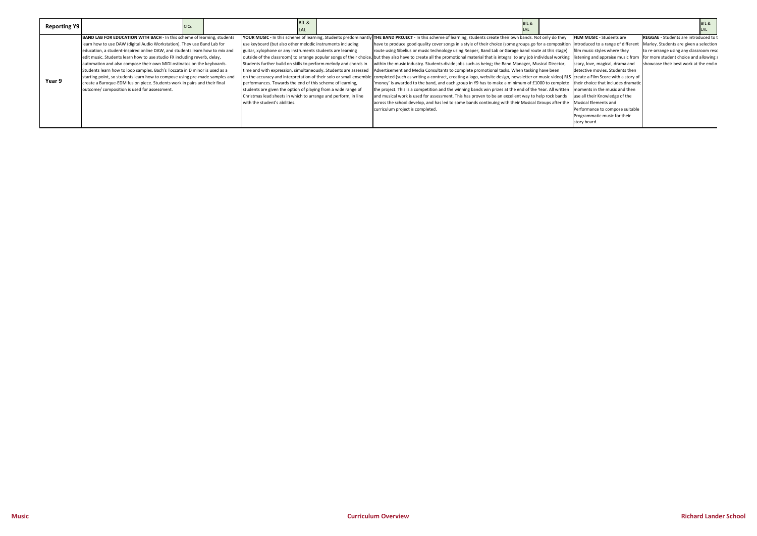| Reporting Y9 | | CfCs | | BfL & LAL | | BfL & LAL | | BfL & LAL |
|---|---|---|---|---|---|---|---|---|
| Year 9 | **BAND LAB FOR EDUCATION WITH BACH** - In this scheme of learning, students learn how to use DAW (digital Audio Workstation). They use Band Lab for education, a student-inspired online DAW, and students learn how to mix and edit music. Students learn how to use studio FX including reverb, delay, automation and also compose their own MIDI ostinatos on the keyboards. Students learn how to loop samples. Bach's Toccata in D minor is used as a starting point, so students learn how to compose using pre-made samples and create a Baroque-EDM fusion piece. Students work in pairs and their final outcome/ composition is used for assessment. | | **YOUR MUSIC** - In this scheme of learning, Students predominantly use keyboard (but also other melodic instruments including guitar, xylophone or any instruments students are learning outside of the classroom) to arrange popular songs of their choice. Students further build on skills to perform melody and chords in time and with expression, simultaneously. Students are assessed on the accuracy and interpretation of their solo or small ensemble performances. Towards the end of this scheme of learning, students are given the option of playing from a wide range of Christmas lead sheets in which to arrange and perform, in line with the student's abilities. | | **THE BAND PROJECT** - In this scheme of learning, students create their own bands. Not only do they have to produce good quality cover songs in a style of their choice (some groups go for a composition route using Sibelius or music technology using Reaper, Band Lab or Garage band route at this stage) but they also have to create all the promotional material that is integral to any job individual working within the music industry. Students divide jobs such as being; the Band Manager, Musical Director, Advertisement and Media Consultants to complete promotional tasks. When tasking have been completed (such as writing a contract, creating a logo, website design, newsletter or music video) RLS 'money' is awarded to the band, and each group in Y9 has to make a minimum of £1000 to complete the project. This is a competition and the winning bands win prizes at the end of the Year. All written and musical work is used for assessment. This has proven to be an excellent way to help rock bands across the school develop, and has led to some bands continuing with their Musical Groups after the curriculum project is completed. | | **FILM MUSIC** - Students are introduced to a range of different film music styles where they listening and appraise music from scary, love, magical, drama and detective movies. Students then create a Film Score with a story of their choice that includes dramatic moments in the music and then use all their Knowledge of the Musical Elements and Performance to compose suitable Programmatic music for their story board. | **REGGAE** - Students are introduced to t Marley. Students are given a selection to re-arrange using any classroom reso for more student choice and allowing s showcase their best work at the end o |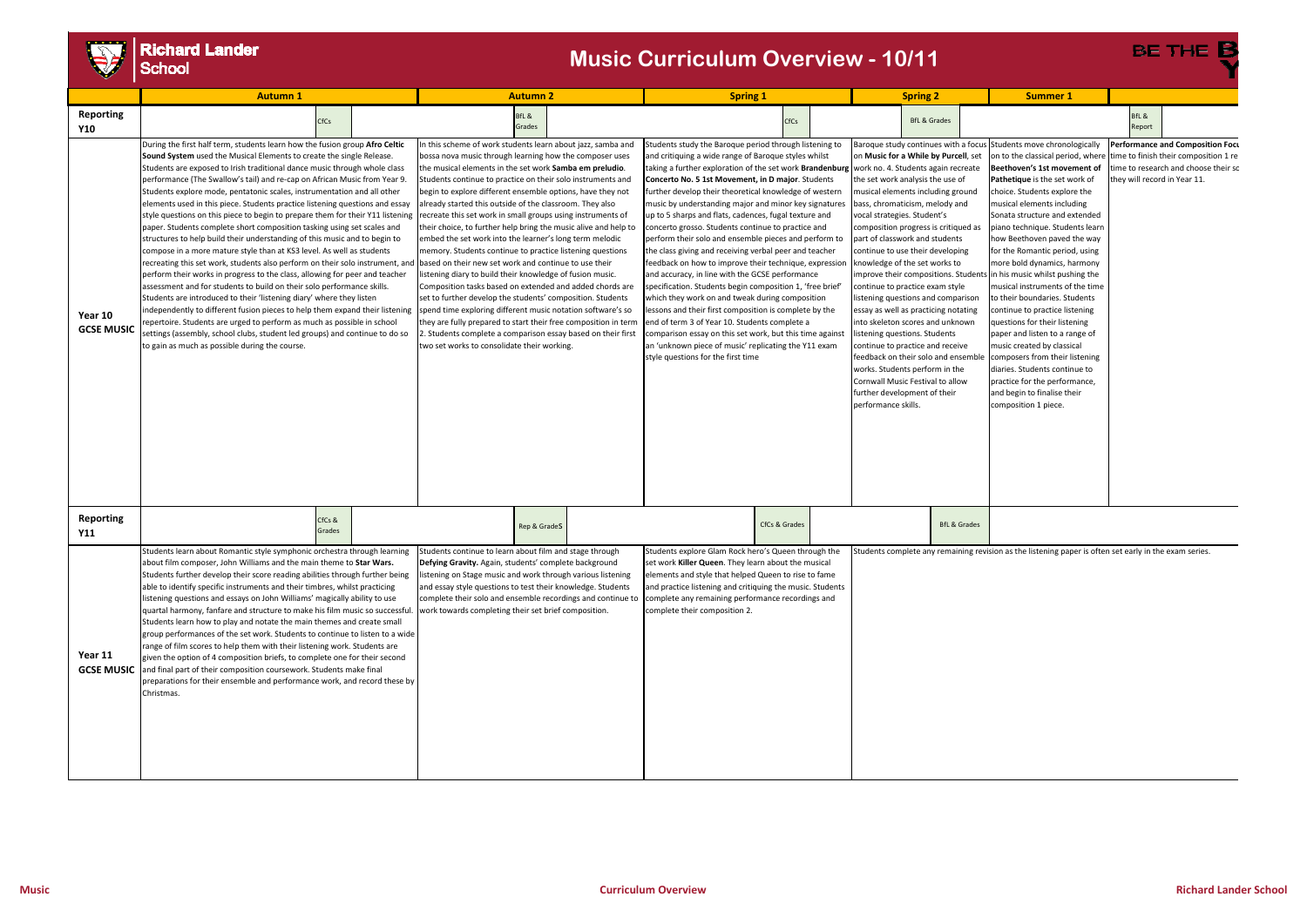# Richard Lander School

## Music Curriculum Overview - 10/11

BE THE B...

| | Autumn 1 | Autumn 2 | Spring 1 | Spring 2 | Summer 1 | |
|---|---|---|---|---|---|---|
| **Reporting Y10** | CfCs | BfL & Grades | CfCs | BfL & Grades | | BfL & Report |
| **Year 10 GCSE MUSIC** | During the first half term, students learn how the fusion group **Afro Celtic Sound System** used the Musical Elements to create the single Release. Students are exposed to Irish traditional dance music through whole class performance (The Swallow's tail) and re-cap on African Music from Year 9. Students explore mode, pentatonic scales, instrumentation and all other elements used in this piece. Students practice listening questions and essay style questions on this piece to begin to prepare them for their Y11 listening paper. Students complete short composition tasking using set scales and structures to help build their understanding of this music and to begin to compose in a more mature style than at KS3 level. As well as students recreating this set work, students also perform on their solo instrument, and perform their works in progress to the class, allowing for peer and teacher assessment and for students to build on their solo performance skills. Students are introduced to their 'listening diary' where they listen independently to different fusion pieces to help them expand their listening repertoire. Students are urged to perform as much as possible in school settings (assembly, school clubs, student led groups) and continue to do so to gain as much as possible during the course. | In this scheme of work students learn about jazz, samba and bossa nova music through learning how the composer uses the musical elements in the set work **Samba em preludio**. Students continue to practice on their solo instruments and begin to explore different ensemble options, have they not already started this outside of the classroom. They also recreate this set work in small groups using instruments of their choice, to further help bring the music alive and help to embed the set work into the learner's long term melodic memory. Students continue to practice listening questions based on their new set work and continue to use their listening diary to build their knowledge of fusion music. Composition tasks based on extended and added chords are set to further develop the students' composition. Students spend time exploring different music notation software's so they are fully prepared to start their free composition in term 2. Students complete a comparison essay based on their first two set works to consolidate their working. | Students study the Baroque period through listening to and critiquing a wide range of Baroque styles whilst taking a further exploration of the set work **Brandenburg Concerto No. 5 1st Movement, in D major**. Students further develop their theoretical knowledge of western music by understanding major and minor key signatures up to 5 sharps and flats, cadences, fugal texture and concerto grosso. Students continue to practice and perform their solo and ensemble pieces and perform to the class giving and receiving verbal peer and teacher feedback on how to improve their technique, expression and accuracy, in line with the GCSE performance specification. Students begin composition 1, 'free brief' which they work on and tweak during composition lessons and their first composition is complete by the end of term 3 of Year 10. Students complete a comparison essay on this set work, but this time against an 'unknown piece of music' replicating the Y11 exam style questions for the first time | Baroque study continues with a focus on **Music for a While by Purcell**, set work no. 4. Students again recreate the set work analysis the use of musical elements including ground bass, chromaticism, melody and vocal strategies. Student's composition progress is critiqued as part of classwork and students continue to use their developing knowledge of the set works to improve their compositions. Students continue to practice exam style listening questions and comparison essay as well as practicing notating into skeleton scores and unknown listening questions. Students continue to practice and receive feedback on their solo and ensemble works. Students perform in the Cornwall Music Festival to allow further development of their performance skills. | Students move chronologically on to the classical period, where **Beethoven's 1st movement of Pathetique** is the set work of choice. Students explore the musical elements including Sonata structure and extended piano technique. Students learn how Beethoven paved the way for the Romantic period, using more bold dynamics, harmony in his music whilst pushing the musical instruments of the time to their boundaries. Students continue to practice listening questions for their listening paper and listen to a range of music created by classical composers from their listening diaries. Students continue to practice for the performance, and begin to finalise their composition 1 piece. | **Performance and Composition Focu...** time to finish their composition 1 re... time to research and choose their sc... they will record in Year 11. |
| **Reporting Y11** | CfCs & Grades | Rep & GradeS | CfCs & Grades | BfL & Grades | | |
| **Year 11 GCSE MUSIC** | Students learn about Romantic style symphonic orchestra through learning about film composer, John Williams and the main theme to **Star Wars.** Students further develop their score reading abilities through further being able to identify specific instruments and their timbres, whilst practicing listening questions and essays on John Williams' magically ability to use quartal harmony, fanfare and structure to make his film music so successful. Students learn how to play and notate the main themes and create small group performances of the set work. Students to continue to listen to a wide range of film scores to help them with their listening work. Students are given the option of 4 composition briefs, to complete one for their second and final part of their composition coursework. Students make final preparations for their ensemble and performance work, and record these by Christmas. | Students continue to learn about film and stage through **Defying Gravity.** Again, students' complete background listening on Stage music and work through various listening and essay style questions to test their knowledge. Students complete their solo and ensemble recordings and continue to work towards completing their set brief composition. | Students explore Glam Rock hero's Queen through the set work **Killer Queen**. They learn about the musical elements and style that helped Queen to rise to fame and practice listening and critiquing the music. Students complete any remaining performance recordings and complete their composition 2. | Students complete any remaining revision as the listening paper is often set early in the exam series. | | |

Music | Curriculum Overview | Richard Lander School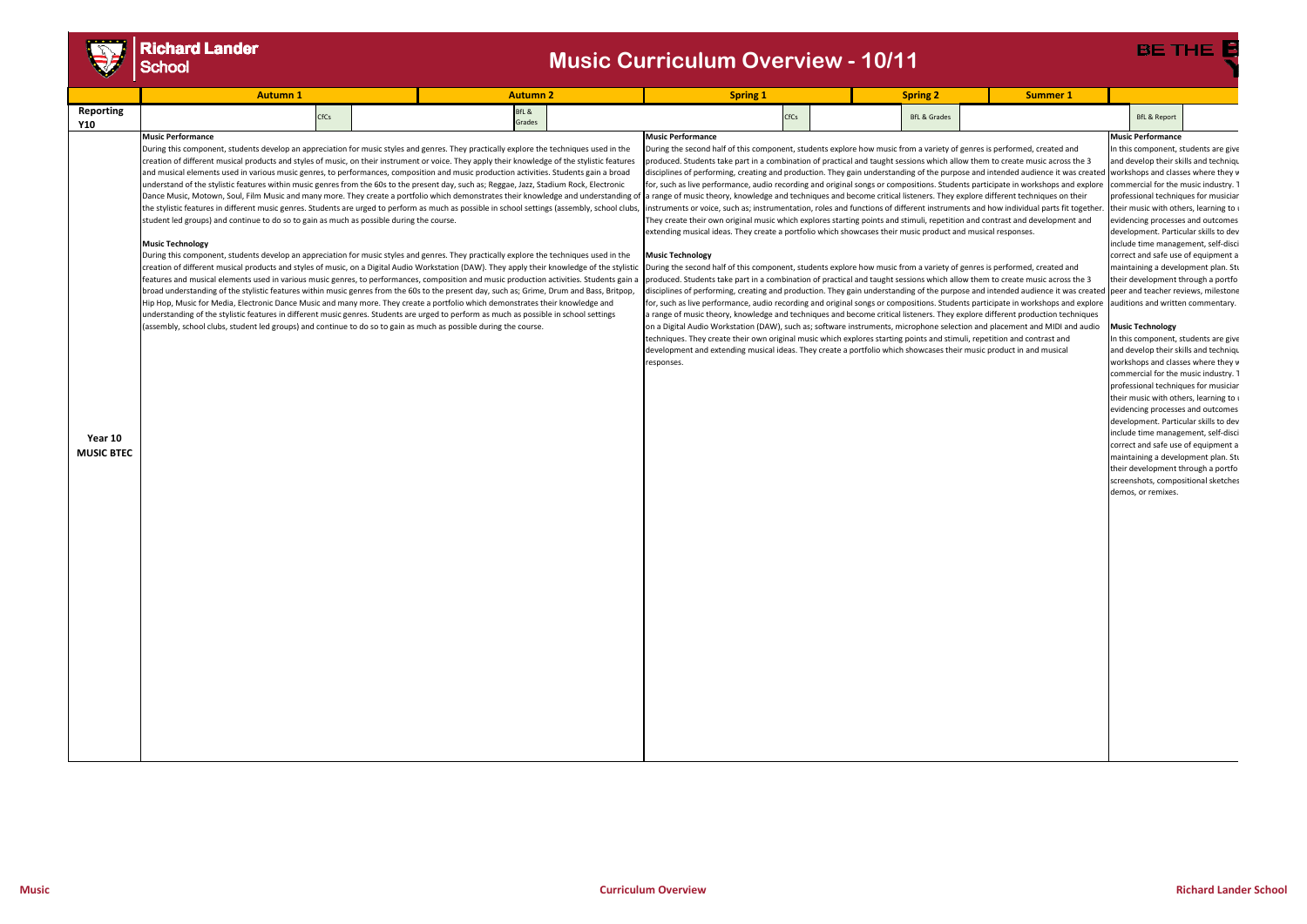# Music Curriculum Overview - 10/11

| | Autumn 1 | Autumn 2 | Spring 1 | Spring 2 | Summer 1 | |
|---|---|---|---|---|---|---|
| **Reporting Y10** | CfCs | BfL & Grades | CfCs | BfL & Grades | | BfL & Report |
| **Year 10 MUSIC BTEC** | **Music Performance**<br>During this component, students develop an appreciation for music styles and genres. They practically explore the techniques used in the creation of different musical products and styles of music, on their instrument or voice. They apply their knowledge of the stylistic features and musical elements used in various music genres, to performances, composition and music production activities. Students gain a broad understand of the stylistic features within music genres from the 60s to the present day, such as; Reggae, Jazz, Stadium Rock, Electronic Dance Music, Motown, Soul, Film Music and many more. They create a portfolio which demonstrates their knowledge and understanding of the stylistic features in different music genres. Students are urged to perform as much as possible in school settings (assembly, school clubs, student led groups) and continue to do so to gain as much as possible during the course.<br><br>**Music Technology**<br>During this component, students develop an appreciation for music styles and genres. They practically explore the techniques used in the creation of different musical products and styles of music, on a Digital Audio Workstation (DAW). They apply their knowledge of the stylistic features and musical elements used in various music genres, to performances, composition and music production activities. Students gain a broad understanding of the stylistic features within music genres from the 60s to the present day, such as; Grime, Drum and Bass, Britpop, Hip Hop, Music for Media, Electronic Dance Music and many more. They create a portfolio which demonstrates their knowledge and understanding of the stylistic features in different music genres. Students are urged to perform as much as possible in school settings (assembly, school clubs, student led groups) and continue to do so to gain as much as possible during the course. | | **Music Performance**<br>During the second half of this component, students explore how music from a variety of genres is performed, created and produced. Students take part in a combination of practical and taught sessions which allow them to create music across the 3 disciplines of performing, creating and production. They gain understanding of the purpose and intended audience it was created for, such as live performance, audio recording and original songs or compositions. Students participate in workshops and explore a range of music theory, knowledge and techniques and become critical listeners. They explore different techniques on their instruments or voice, such as; instrumentation, roles and functions of different instruments and how individual parts fit together. They create their own original music which explores starting points and stimuli, repetition and contrast and development and extending musical ideas. They create a portfolio which showcases their music product and musical responses.<br><br>**Music Technology**<br>During the second half of this component, students explore how music from a variety of genres is performed, created and produced. Students take part in a combination of practical and taught sessions which allow them to create music across the 3 disciplines of performing, creating and production. They gain understanding of the purpose and intended audience it was created for, such as live performance, audio recording and original songs or compositions. Students participate in workshops and explore a range of music theory, knowledge and techniques and become critical listeners. They explore different production techniques on a Digital Audio Workstation (DAW), such as; software instruments, microphone selection and placement and MIDI and audio techniques. They create their own original music which explores starting points and stimuli, repetition and contrast and development and extending musical ideas. They create a portfolio which showcases their music product in and musical responses. | | | **Music Performance**<br>In this component, students are give and develop their skills and techniqu workshops and classes where they w commercial for the music industry. T professional techniques for musician their music with others, learning to evidencing processes and outcomes development. Particular skills to dev include time management, self-disci correct and safe use of equipment a maintaining a development plan. Stu their development through a portfo peer and teacher reviews, milestone auditions and written commentary.<br><br>**Music Technology**<br>In this component, students are give and develop their skills and techniqu workshops and classes where they w commercial for the music industry. T professional techniques for musician their music with others, learning to evidencing processes and outcomes development. Particular skills to dev include time management, self-disci correct and safe use of equipment a maintaining a development plan. Stu their development through a portfo screenshots, compositional sketches demos, or remixes. |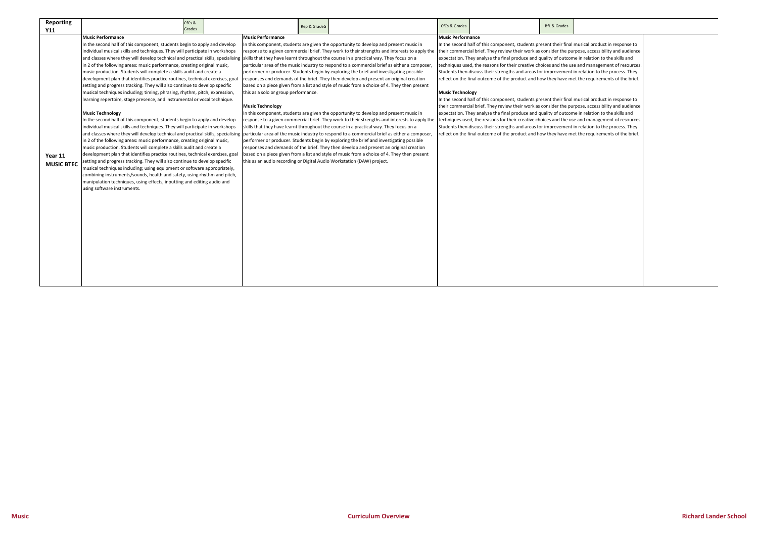| Reporting Y11 | CfCs & Grades | Rep & GradeS | CfCs & Grades | BfL & Grades |
| --- | --- | --- | --- | --- |
| Year 11 MUSIC BTEC | **Music Performance**<br>In the second half of this component, students begin to apply and develop individual musical skills and techniques. They will participate in workshops and classes where they will develop technical and practical skills, specialising in 2 of the following areas: music performance, creating original music, music production. Students will complete a skills audit and create a development plan that identifies practice routines, technical exercises, goal setting and progress tracking. They will also continue to develop specific musical techniques including; timing, phrasing, rhythm, pitch, expression, learning repertoire, stage presence, and instrumental or vocal technique.<br><br>**Music Technology**<br>In the second half of this component, students begin to apply and develop individual musical skills and techniques. They will participate in workshops and classes where they will develop technical and practical skills, specialising in 2 of the following areas: music performance, creating original music, music production. Students will complete a skills audit and create a development plan that identifies practice routines, technical exercises, goal setting and progress tracking. They will also continue to develop specific musical techniques including; using equipment or software appropriately, combining instruments/sounds, health and safety, using rhythm and pitch, manipulation techniques, using effects, inputting and editing audio and using software instruments. | **Music Performance**<br>In this component, students are given the opportunity to develop and present music in response to a given commercial brief. They work to their strengths and interests to apply the skills that they have learnt throughout the course in a practical way. They focus on a particular area of the music industry to respond to a commercial brief as either a composer, performer or producer. Students begin by exploring the brief and investigating possible responses and demands of the brief. They then develop and present an original creation based on a piece given from a list and style of music from a choice of 4. They then present this as a solo or group performance.<br><br>**Music Technology**<br>In this component, students are given the opportunity to develop and present music in response to a given commercial brief. They work to their strengths and interests to apply the skills that they have learnt throughout the course in a practical way. They focus on a particular area of the music industry to respond to a commercial brief as either a composer, performer or producer. Students begin by exploring the brief and investigating possible responses and demands of the brief. They then develop and present an original creation based on a piece given from a list and style of music from a choice of 4. They then present this as an audio recording or Digital Audio Workstation (DAW) project. | **Music Performance**<br>In the second half of this component, students present their final musical product in response to their commercial brief. They review their work as consider the purpose, accessibility and audience expectation. They analyse the final produce and quality of outcome in relation to the skills and techniques used, the reasons for their creative choices and the use and management of resources. Students then discuss their strengths and areas for improvement in relation to the process. They reflect on the final outcome of the product and how they have met the requirements of the brief.<br><br>**Music Technology**<br>In the second half of this component, students present their final musical product in response to their commercial brief. They review their work as consider the purpose, accessibility and audience expectation. They analyse the final produce and quality of outcome in relation to the skills and techniques used, the reasons for their creative choices and the use and management of resources. Students then discuss their strengths and areas for improvement in relation to the process. They reflect on the final outcome of the product and how they have met the requirements of the brief. | |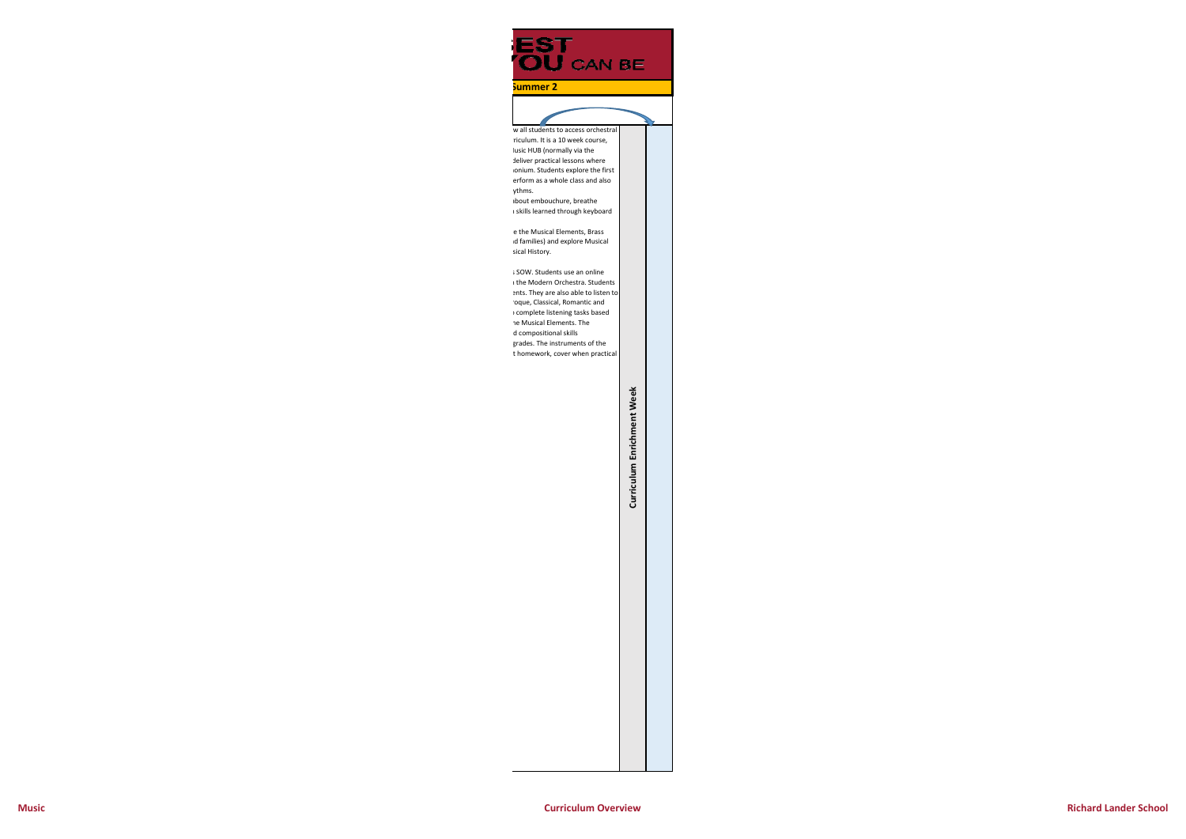# EST OU CAN BE

## Summer 2

| | | |
|---|---|---|
| w all students to access orchestral riculum. It is a 10 week course, lusic HUB (normally via the deliver practical lessons where ıonium. Students explore the first erform as a whole class and also ythms.<br>ıbout embouchure, breathe ı skills learned through keyboard<br><br>e the Musical Elements, Brass ıd families) and explore Musical sical History.<br><br>ı SOW. Students use an online ı the Modern Orchestra. Students ents. They are also able to listen to oque, Classical, Romantic and ı complete listening tasks based ne Musical Elements. The d compositional skills grades. The instruments of the t homework, cover when practical | **Curriculum Enrichment Week** | |

Music | Curriculum Overview | Richard Lander School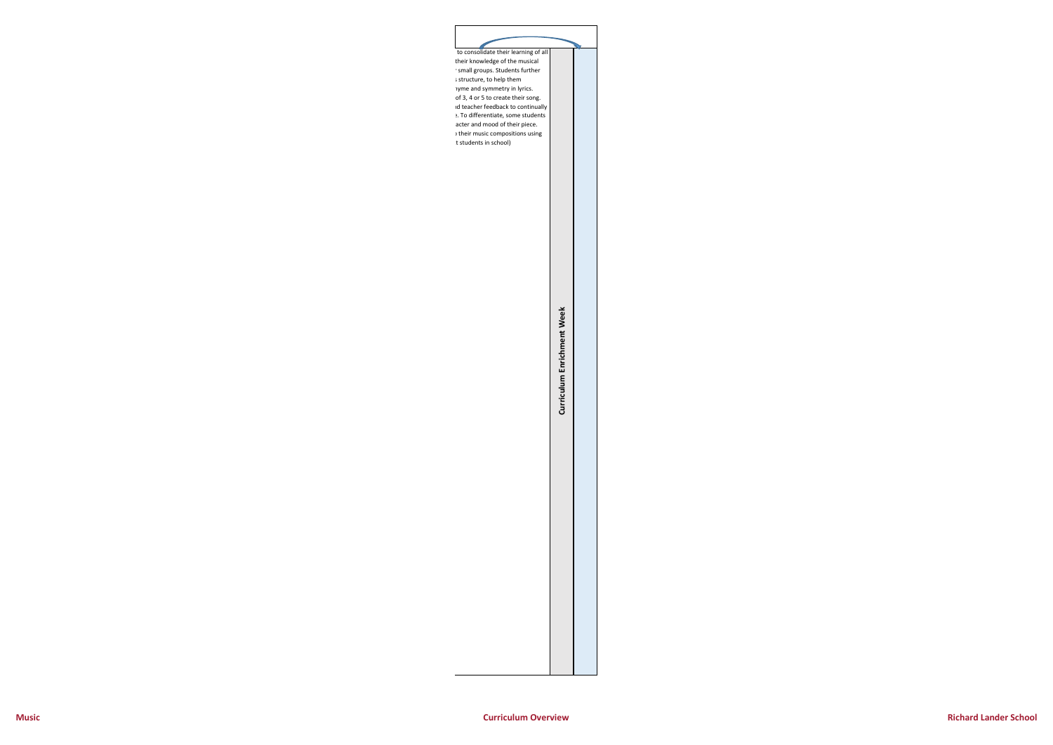| | | |
|---|---|---|
| to consolidate their learning of all their knowledge of the musical small groups. Students further structure, to help them ryme and symmetry in lyrics. of 3, 4 or 5 to create their song. d teacher feedback to continually . To differentiate, some students acter and mood of their piece. their music compositions using t students in school) | **Curriculum Enrichment Week** | |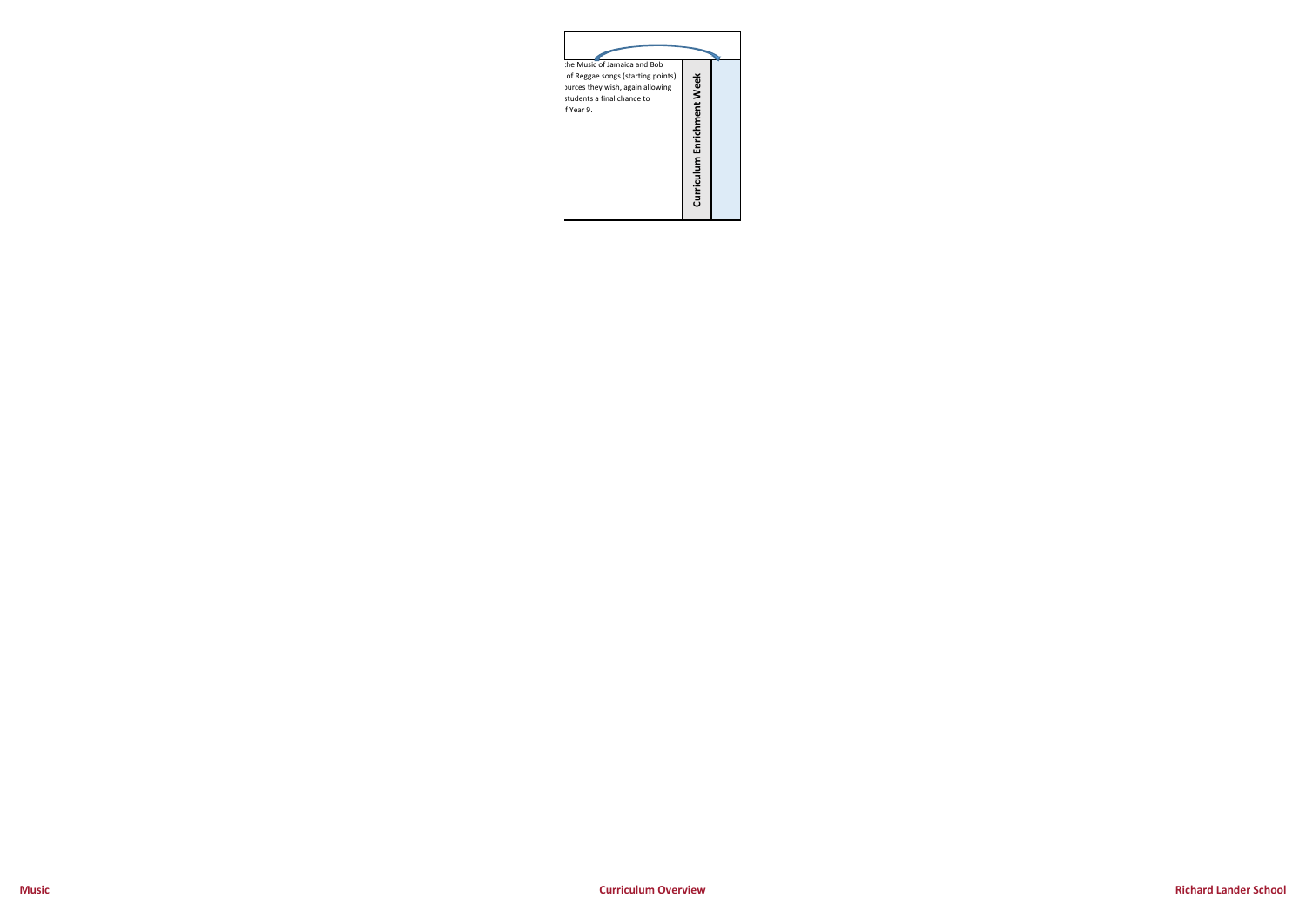| | | |
|---|---|---|
| :he Music of Jamaica and Bob<br>of Reggae songs (starting points)<br>ources they wish, again allowing<br>students a final chance to<br>f Year 9. | **Curriculum Enrichment Week** | |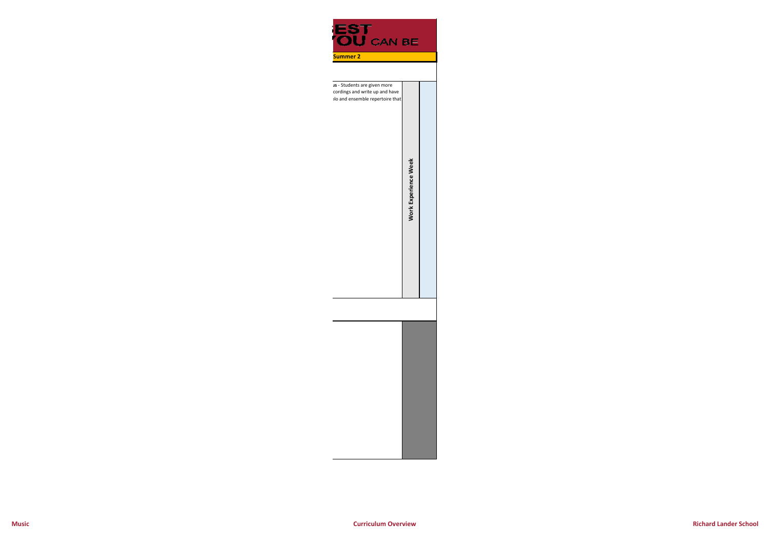EST
OU CAN BE

| Summer 2 | | |
|---|---|---|
| us - Students are given more cordings and write up and have olo and ensemble repertoire that | Work Experience Week | |
| | | |
| | | |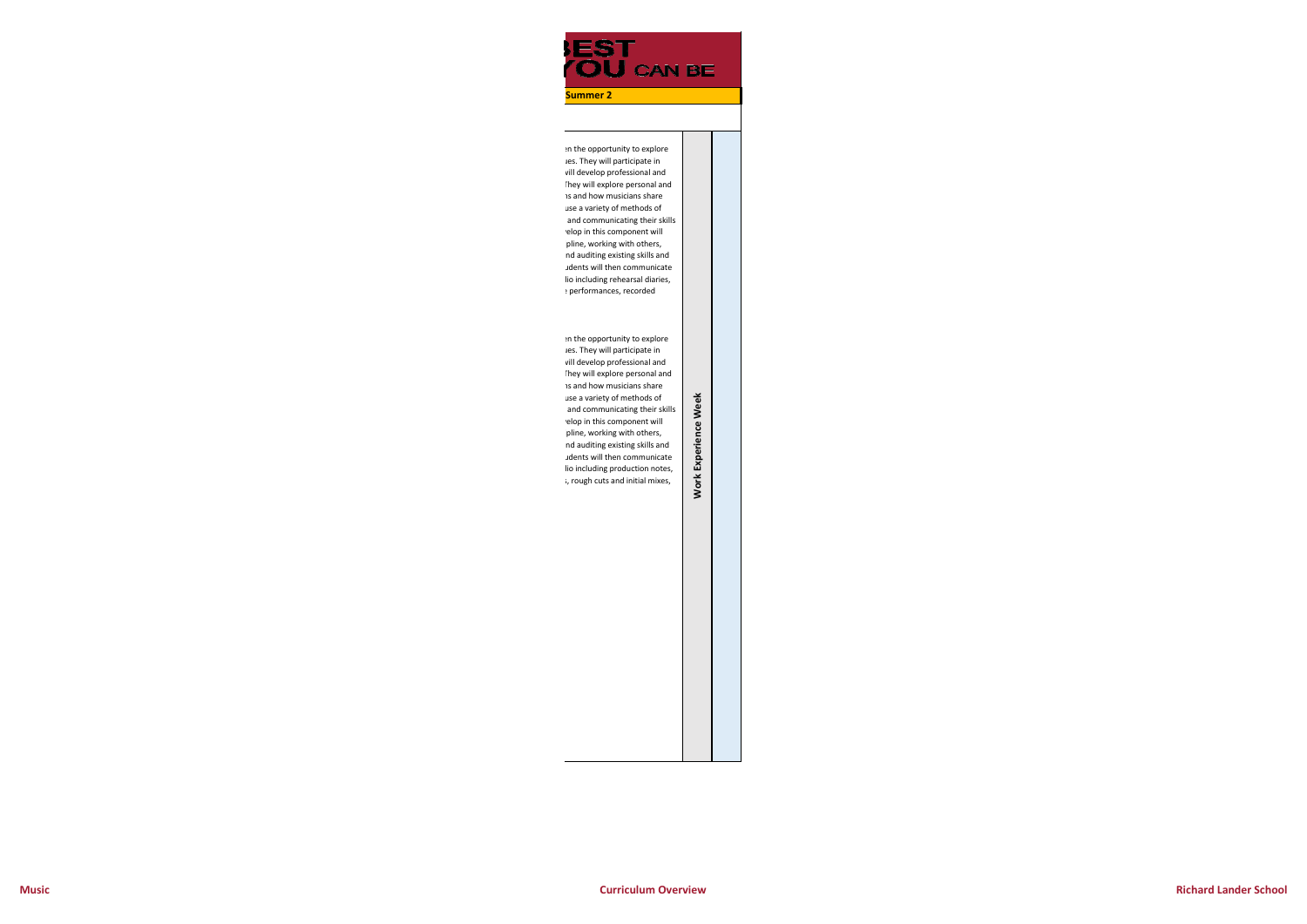BEST YOU CAN BE

**Summer 2**

| Summer 2 | | |
|---|---|---|
| en the opportunity to explore ues. They will participate in will develop professional and They will explore personal and ns and how musicians share use a variety of methods of and communicating their skills elop in this component will pline, working with others, nd auditing existing skills and udents will then communicate lio including rehearsal diaries, e performances, recorded | **Work Experience Week** | |
| en the opportunity to explore ues. They will participate in will develop professional and They will explore personal and ns and how musicians share use a variety of methods of and communicating their skills elop in this component will pline, working with others, nd auditing existing skills and udents will then communicate lio including production notes, s, rough cuts and initial mixes, | | |

**Music** **Curriculum Overview** **Richard Lander School**